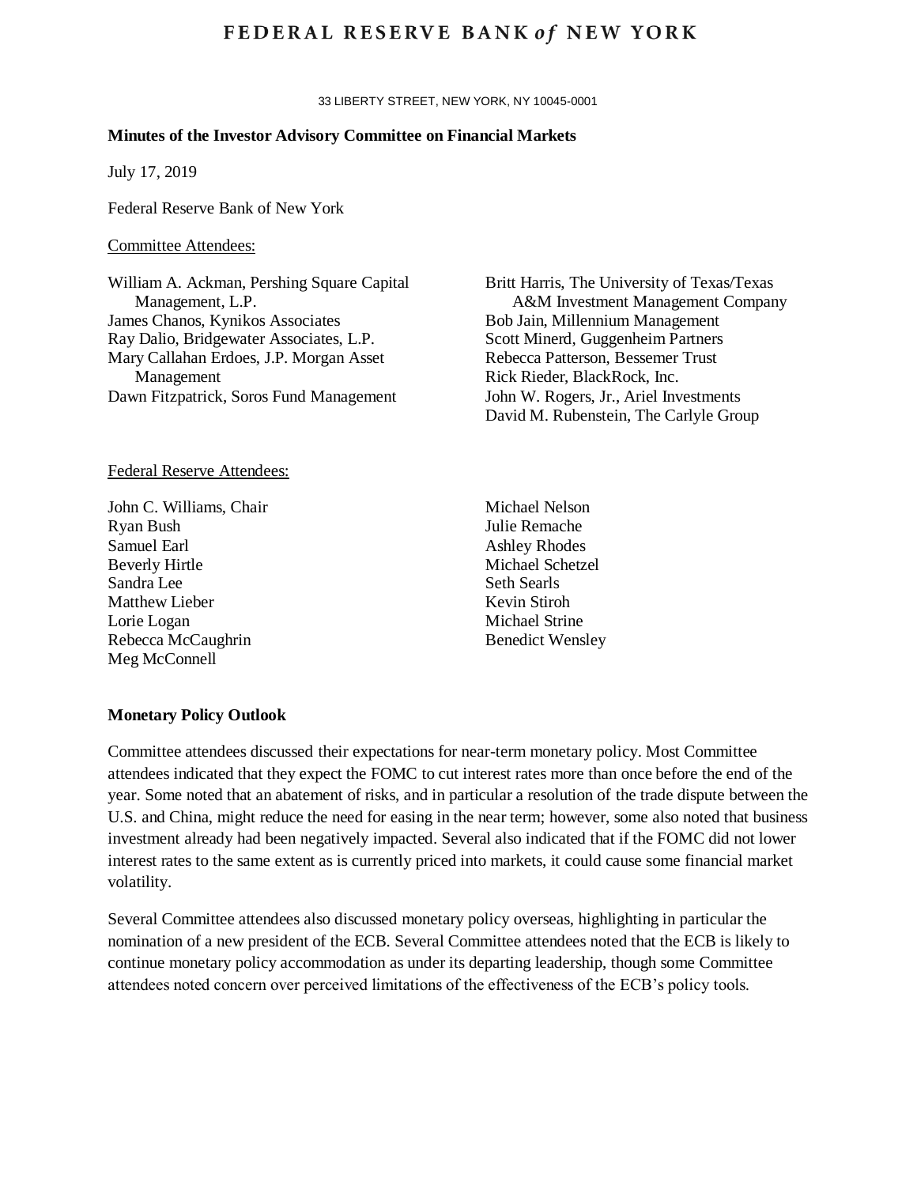# FEDERAL RESERVE BANK *of* NEW YORK

33 LIBERTY STREET, NEW YORK, NY 10045-0001

**Minutes of the Investor Advisory Committee on Financial Markets**

July 17, 2019

Federal Reserve Bank of New York

Committee Attendees:

William A. Ackman, Pershing Square Capital Management, L.P.
James Chanos, Kynikos Associates
Ray Dalio, Bridgewater Associates, L.P.
Mary Callahan Erdoes, J.P. Morgan Asset Management
Dawn Fitzpatrick, Soros Fund Management
Britt Harris, The University of Texas/Texas A&M Investment Management Company
Bob Jain, Millennium Management
Scott Minerd, Guggenheim Partners
Rebecca Patterson, Bessemer Trust
Rick Rieder, BlackRock, Inc.
John W. Rogers, Jr., Ariel Investments
David M. Rubenstein, The Carlyle Group

Federal Reserve Attendees:

John C. Williams, Chair
Ryan Bush
Samuel Earl
Beverly Hirtle
Sandra Lee
Matthew Lieber
Lorie Logan
Rebecca McCaughrin
Meg McConnell
Michael Nelson
Julie Remache
Ashley Rhodes
Michael Schetzel
Seth Searls
Kevin Stiroh
Michael Strine
Benedict Wensley

**Monetary Policy Outlook**

Committee attendees discussed their expectations for near-term monetary policy. Most Committee attendees indicated that they expect the FOMC to cut interest rates more than once before the end of the year. Some noted that an abatement of risks, and in particular a resolution of the trade dispute between the U.S. and China, might reduce the need for easing in the near term; however, some also noted that business investment already had been negatively impacted. Several also indicated that if the FOMC did not lower interest rates to the same extent as is currently priced into markets, it could cause some financial market volatility.

Several Committee attendees also discussed monetary policy overseas, highlighting in particular the nomination of a new president of the ECB. Several Committee attendees noted that the ECB is likely to continue monetary policy accommodation as under its departing leadership, though some Committee attendees noted concern over perceived limitations of the effectiveness of the ECB's policy tools.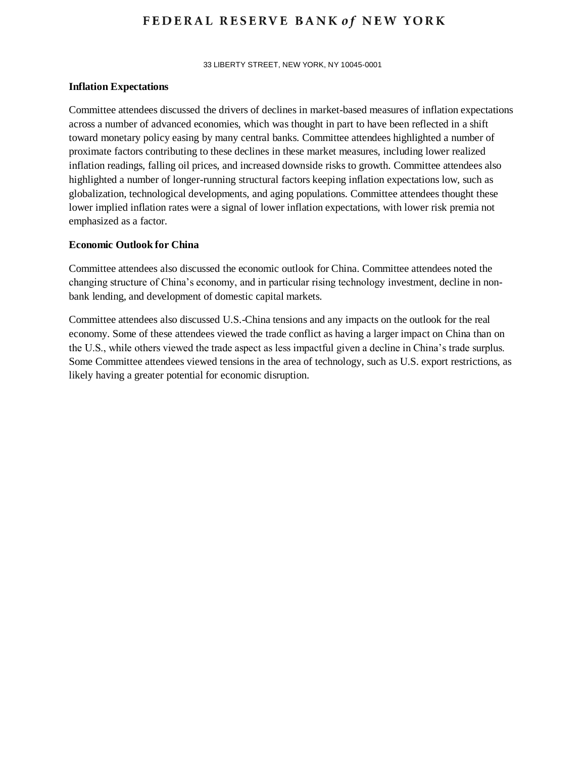**Inflation Expectations**

Committee attendees discussed the drivers of declines in market-based measures of inflation expectations across a number of advanced economies, which was thought in part to have been reflected in a shift toward monetary policy easing by many central banks. Committee attendees highlighted a number of proximate factors contributing to these declines in these market measures, including lower realized inflation readings, falling oil prices, and increased downside risks to growth. Committee attendees also highlighted a number of longer-running structural factors keeping inflation expectations low, such as globalization, technological developments, and aging populations. Committee attendees thought these lower implied inflation rates were a signal of lower inflation expectations, with lower risk premia not emphasized as a factor.

**Economic Outlook for China**

Committee attendees also discussed the economic outlook for China. Committee attendees noted the changing structure of China's economy, and in particular rising technology investment, decline in non-bank lending, and development of domestic capital markets.

Committee attendees also discussed U.S.-China tensions and any impacts on the outlook for the real economy. Some of these attendees viewed the trade conflict as having a larger impact on China than on the U.S., while others viewed the trade aspect as less impactful given a decline in China's trade surplus. Some Committee attendees viewed tensions in the area of technology, such as U.S. export restrictions, as likely having a greater potential for economic disruption.